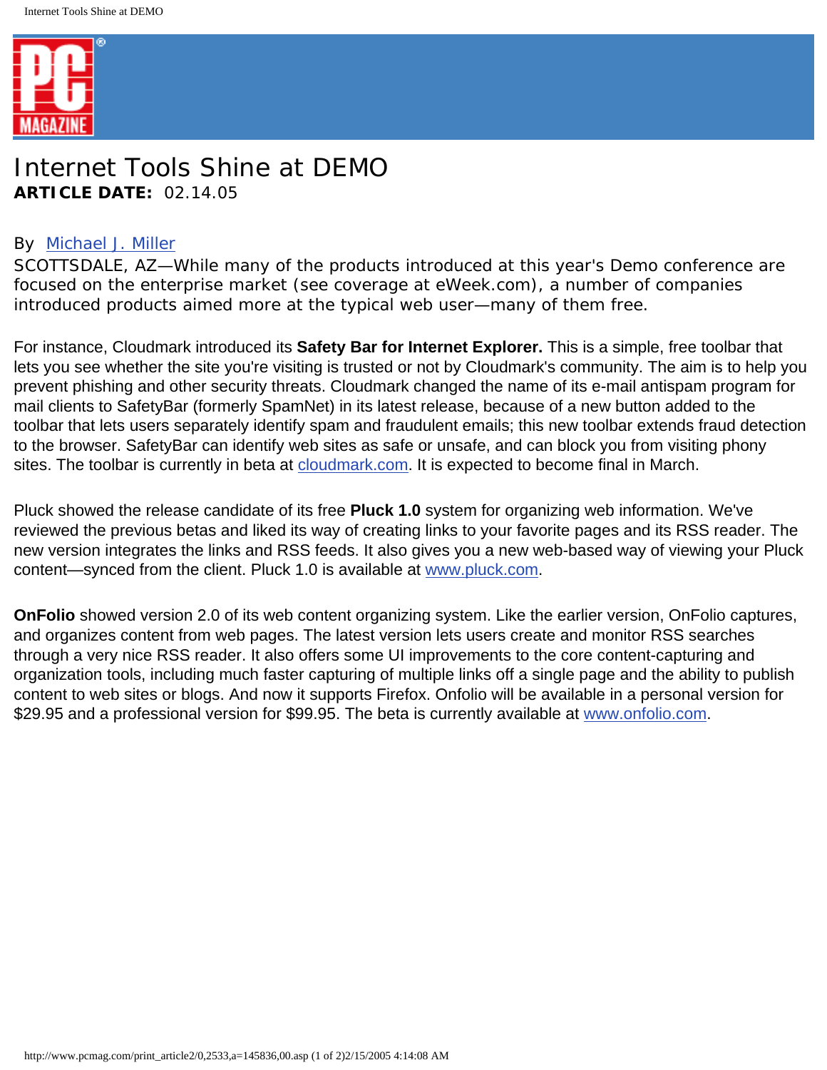# Internet Tools Shine at DEMO

**ARTICLE DATE:** 02.14.05

By Michael J. Miller

SCOTTSDALE, AZ—While many of the products introduced at this year's Demo conference are focused on the enterprise market (see coverage at eWeek.com), a number of companies introduced products aimed more at the typical web user—many of them free.

For instance, Cloudmark introduced its **Safety Bar for Internet Explorer.** This is a simple, free toolbar that lets you see whether the site you're visiting is trusted or not by Cloudmark's community. The aim is to help you prevent phishing and other security threats. Cloudmark changed the name of its e-mail antispam program for mail clients to SafetyBar (formerly SpamNet) in its latest release, because of a new button added to the toolbar that lets users separately identify spam and fraudulent emails; this new toolbar extends fraud detection to the browser. SafetyBar can identify web sites as safe or unsafe, and can block you from visiting phony sites. The toolbar is currently in beta at cloudmark.com. It is expected to become final in March.

Pluck showed the release candidate of its free **Pluck 1.0** system for organizing web information. We've reviewed the previous betas and liked its way of creating links to your favorite pages and its RSS reader. The new version integrates the links and RSS feeds. It also gives you a new web-based way of viewing your Pluck content—synced from the client. Pluck 1.0 is available at www.pluck.com.

**OnFolio** showed version 2.0 of its web content organizing system. Like the earlier version, OnFolio captures, and organizes content from web pages. The latest version lets users create and monitor RSS searches through a very nice RSS reader. It also offers some UI improvements to the core content-capturing and organization tools, including much faster capturing of multiple links off a single page and the ability to publish content to web sites or blogs. And now it supports Firefox. Onfolio will be available in a personal version for $29.95 and a professional version for $99.95. The beta is currently available at www.onfolio.com.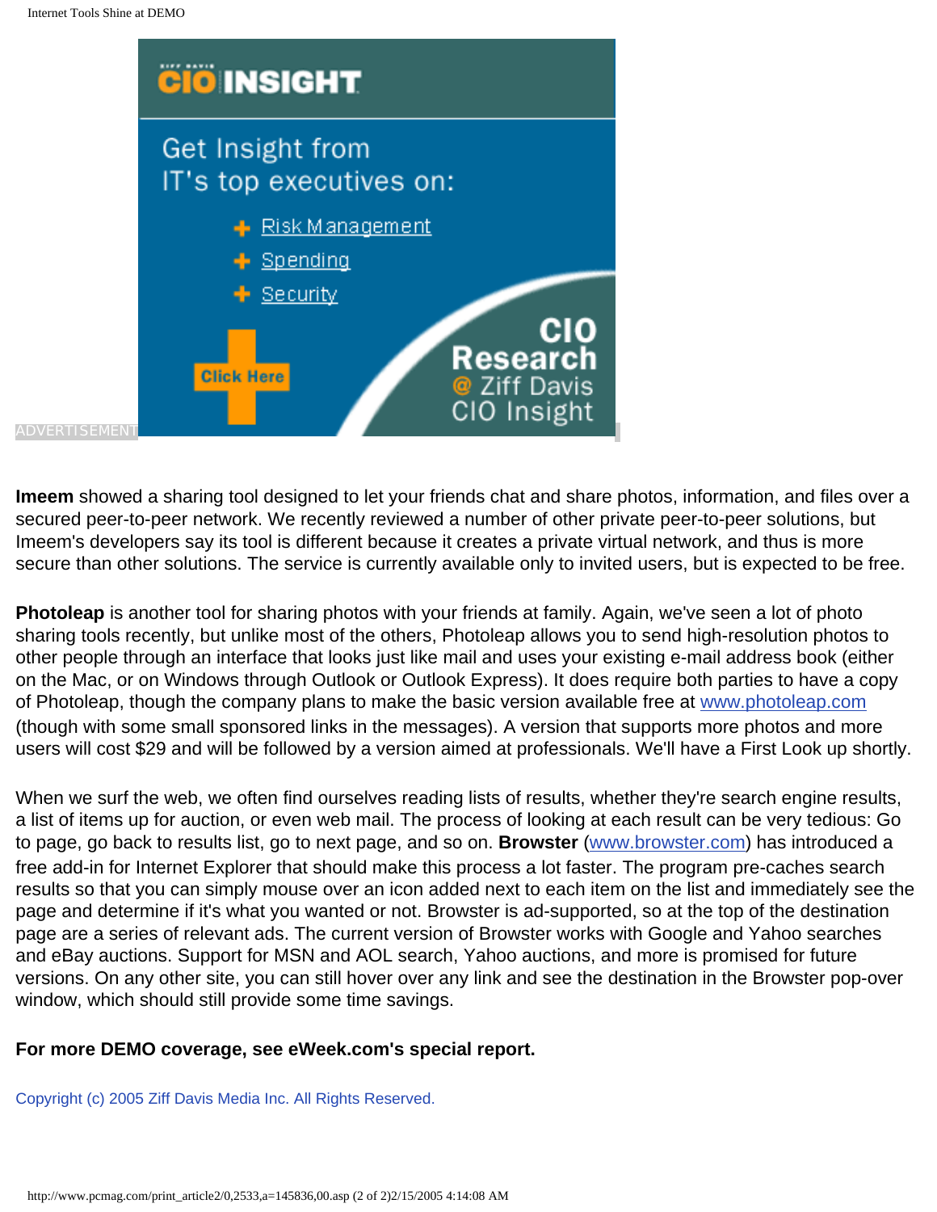**Imeem** showed a sharing tool designed to let your friends chat and share photos, information, and files over a secured peer-to-peer network. We recently reviewed a number of other private peer-to-peer solutions, but Imeem's developers say its tool is different because it creates a private virtual network, and thus is more secure than other solutions. The service is currently available only to invited users, but is expected to be free.

**Photoleap** is another tool for sharing photos with your friends at family. Again, we've seen a lot of photo sharing tools recently, but unlike most of the others, Photoleap allows you to send high-resolution photos to other people through an interface that looks just like mail and uses your existing e-mail address book (either on the Mac, or on Windows through Outlook or Outlook Express). It does require both parties to have a copy of Photoleap, though the company plans to make the basic version available free at www.photoleap.com (though with some small sponsored links in the messages). A version that supports more photos and more users will cost $29 and will be followed by a version aimed at professionals. We'll have a First Look up shortly.

When we surf the web, we often find ourselves reading lists of results, whether they're search engine results, a list of items up for auction, or even web mail. The process of looking at each result can be very tedious: Go to page, go back to results list, go to next page, and so on. **Browster** (www.browster.com) has introduced a free add-in for Internet Explorer that should make this process a lot faster. The program pre-caches search results so that you can simply mouse over an icon added next to each item on the list and immediately see the page and determine if it's what you wanted or not. Browster is ad-supported, so at the top of the destination page are a series of relevant ads. The current version of Browster works with Google and Yahoo searches and eBay auctions. Support for MSN and AOL search, Yahoo auctions, and more is promised for future versions. On any other site, you can still hover over any link and see the destination in the Browster pop-over window, which should still provide some time savings.

**For more DEMO coverage, see eWeek.com's special report.**

Copyright (c) 2005 Ziff Davis Media Inc. All Rights Reserved.